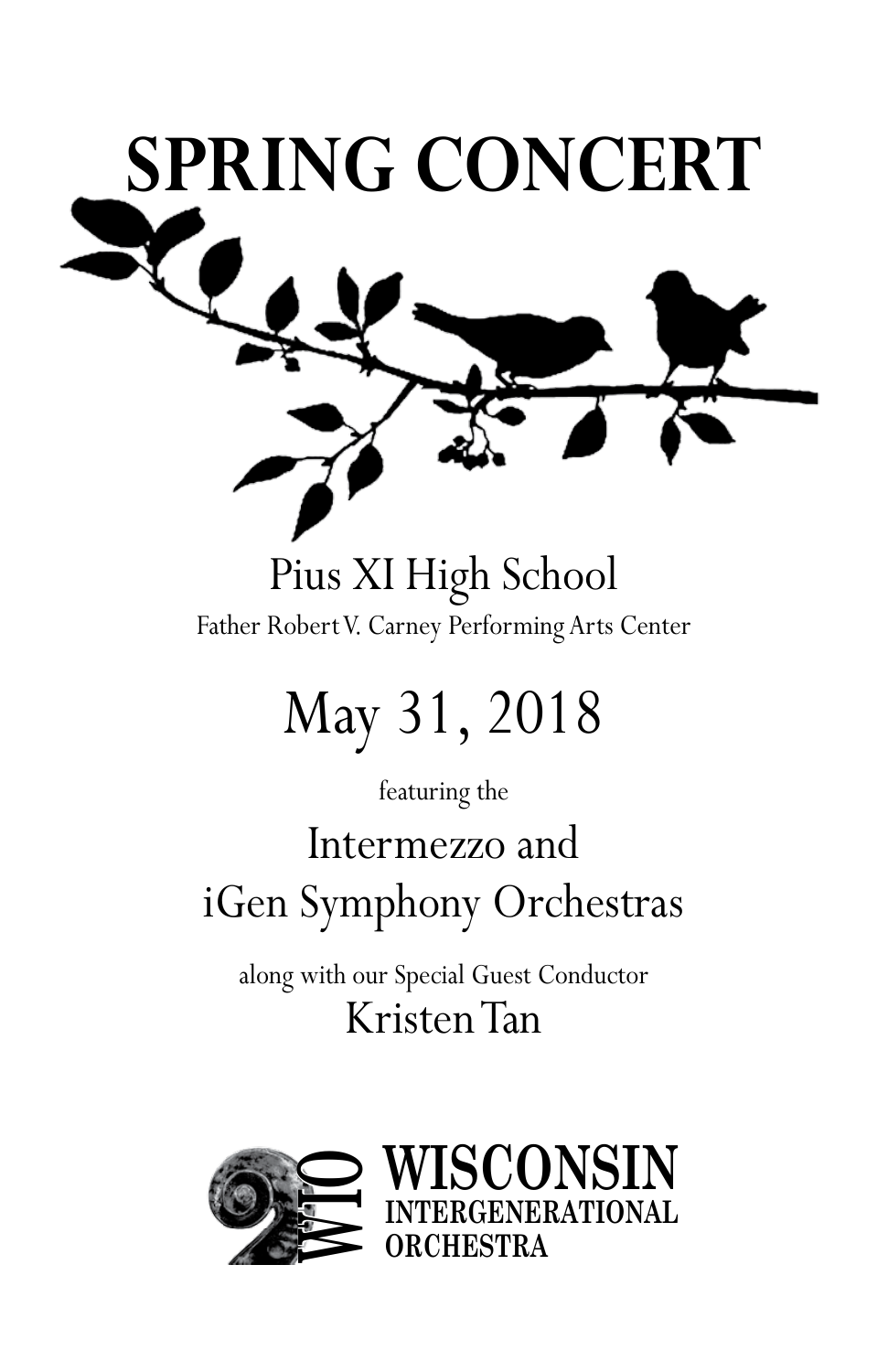# SPRING CONCERT

Pius XI High School

Father Robert V. Carney Performing Arts Center

## May 31, 2018

featuring the

## Intermezzo and iGen Symphony Orchestras

along with our Special Guest Conductor

## Kristen Tan

WIO WISCONSIN INTERGENERATIONAL ORCHESTRA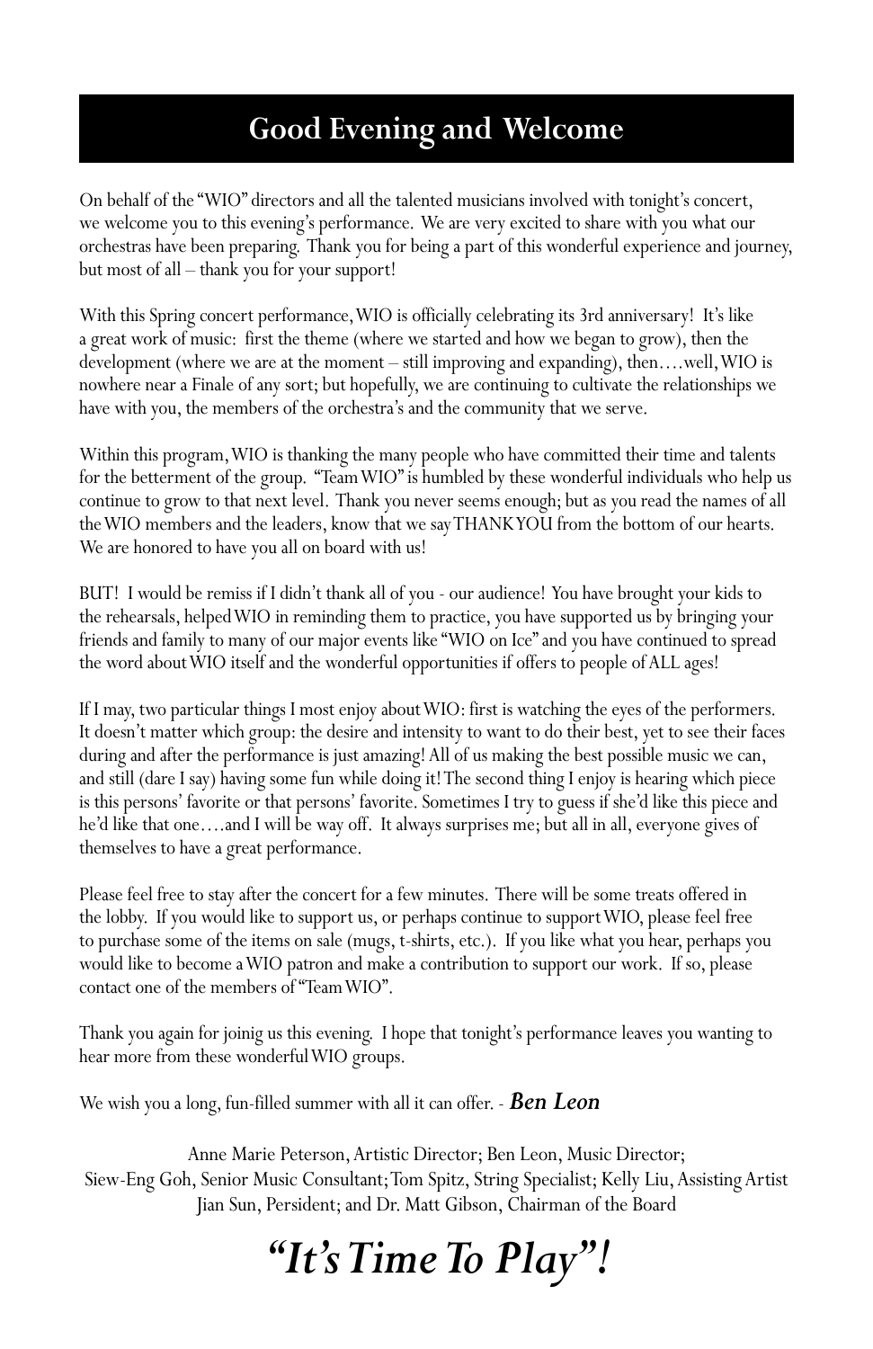# Good Evening and Welcome

On behalf of the "WIO" directors and all the talented musicians involved with tonight's concert, we welcome you to this evening's performance. We are very excited to share with you what our orchestras have been preparing. Thank you for being a part of this wonderful experience and journey, but most of all – thank you for your support!

With this Spring concert performance, WIO is officially celebrating its 3rd anniversary! It's like a great work of music: first the theme (where we started and how we began to grow), then the development (where we are at the moment – still improving and expanding), then….well, WIO is nowhere near a Finale of any sort; but hopefully, we are continuing to cultivate the relationships we have with you, the members of the orchestra's and the community that we serve.

Within this program, WIO is thanking the many people who have committed their time and talents for the betterment of the group. "Team WIO" is humbled by these wonderful individuals who help us continue to grow to that next level. Thank you never seems enough; but as you read the names of all the WIO members and the leaders, know that we say THANK YOU from the bottom of our hearts. We are honored to have you all on board with us!

BUT! I would be remiss if I didn't thank all of you - our audience! You have brought your kids to the rehearsals, helped WIO in reminding them to practice, you have supported us by bringing your friends and family to many of our major events like "WIO on Ice" and you have continued to spread the word about WIO itself and the wonderful opportunities if offers to people of ALL ages!

If I may, two particular things I most enjoy about WIO: first is watching the eyes of the performers. It doesn't matter which group: the desire and intensity to want to do their best, yet to see their faces during and after the performance is just amazing! All of us making the best possible music we can, and still (dare I say) having some fun while doing it! The second thing I enjoy is hearing which piece is this persons' favorite or that persons' favorite. Sometimes I try to guess if she'd like this piece and he'd like that one….and I will be way off. It always surprises me; but all in all, everyone gives of themselves to have a great performance.

Please feel free to stay after the concert for a few minutes. There will be some treats offered in the lobby. If you would like to support us, or perhaps continue to support WIO, please feel free to purchase some of the items on sale (mugs, t-shirts, etc.). If you like what you hear, perhaps you would like to become a WIO patron and make a contribution to support our work. If so, please contact one of the members of "Team WIO".

Thank you again for joinig us this evening. I hope that tonight's performance leaves you wanting to hear more from these wonderful WIO groups.

We wish you a long, fun-filled summer with all it can offer. - ***Ben Leon***

Anne Marie Peterson, Artistic Director; Ben Leon, Music Director;
Siew-Eng Goh, Senior Music Consultant; Tom Spitz, String Specialist; Kelly Liu, Assisting Artist
Jian Sun, Persident; and Dr. Matt Gibson, Chairman of the Board

***"It's Time To Play"!***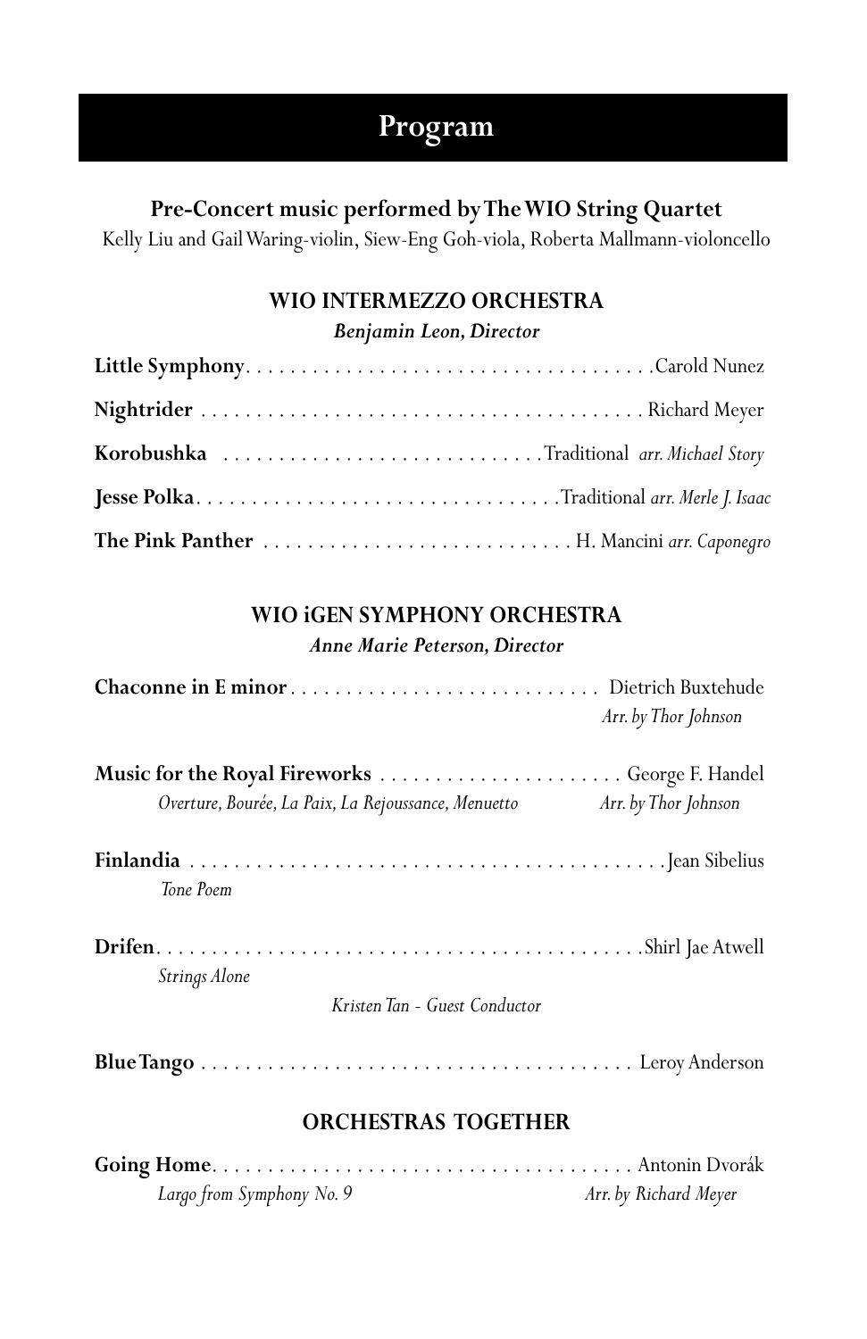# Program

**Pre-Concert music performed by The WIO String Quartet**

Kelly Liu and Gail Waring-violin, Siew-Eng Goh-viola, Roberta Mallmann-violoncello

## WIO INTERMEZZO ORCHESTRA

***Benjamin Leon, Director***

**Little Symphony** . . . . . . . . . . . . . . . . . . . . . . . . . . . . . . . . . . . . Carold Nunez

**Nightrider** . . . . . . . . . . . . . . . . . . . . . . . . . . . . . . . . . . . . . . . Richard Meyer

**Korobushka** . . . . . . . . . . . . . . . . . . . . . . . . . . . . Traditional *arr. Michael Story*

**Jesse Polka** . . . . . . . . . . . . . . . . . . . . . . . . . . . . . . . . Traditional *arr. Merle J. Isaac*

**The Pink Panther** . . . . . . . . . . . . . . . . . . . . . . . . . . . . H. Mancini *arr. Caponegro*

## WIO iGEN SYMPHONY ORCHESTRA

***Anne Marie Peterson, Director***

**Chaconne in E minor** . . . . . . . . . . . . . . . . . . . . . . . . . . . . Dietrich Buxtehude  
*Arr. by Thor Johnson*

**Music for the Royal Fireworks** . . . . . . . . . . . . . . . . . . . . . . George F. Handel  
*Overture, Bourée, La Paix, La Rejoussance, Menuetto* — *Arr. by Thor Johnson*

**Finlandia** . . . . . . . . . . . . . . . . . . . . . . . . . . . . . . . . . . . . . . . . . . . Jean Sibelius  
*Tone Poem*

**Drifen** . . . . . . . . . . . . . . . . . . . . . . . . . . . . . . . . . . . . . . . . . . . . Shirl Jae Atwell  
*Strings Alone*  
*Kristen Tan - Guest Conductor*

**Blue Tango** . . . . . . . . . . . . . . . . . . . . . . . . . . . . . . . . . . . . . . . Leroy Anderson

## ORCHESTRAS TOGETHER

**Going Home** . . . . . . . . . . . . . . . . . . . . . . . . . . . . . . . . . . . . . . Antonin Dvorák  
*Largo from Symphony No. 9* — *Arr. by Richard Meyer*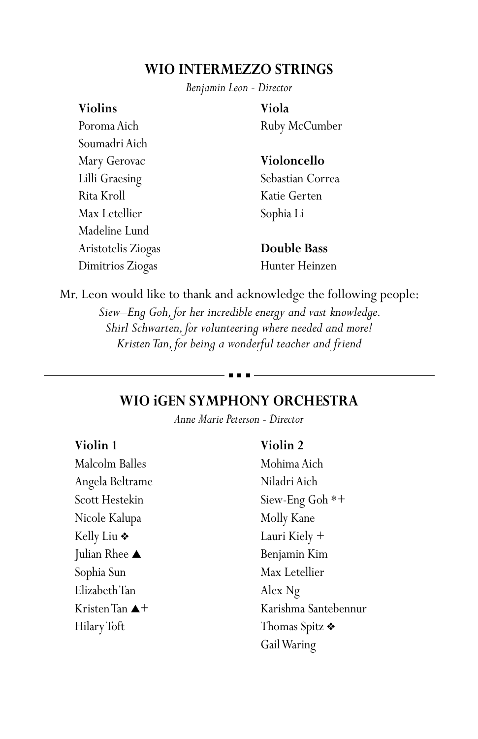## WIO INTERMEZZO STRINGS

*Benjamin Leon - Director*

**Violins**

Poroma Aich
Soumadri Aich
Mary Gerovac
Lilli Graesing
Rita Kroll
Max Letellier
Madeline Lund
Aristotelis Ziogas
Dimitrios Ziogas

**Viola**

Ruby McCumber

**Violoncello**

Sebastian Correa
Katie Gerten
Sophia Li

**Double Bass**

Hunter Heinzen

Mr. Leon would like to thank and acknowledge the following people:

*Siew–Eng Goh, for her incredible energy and vast knowledge.*
*Shirl Schwarten, for volunteering where needed and more!*
*Kristen Tan, for being a wonderful teacher and friend*

---

## WIO iGEN SYMPHONY ORCHESTRA

*Anne Marie Peterson - Director*

**Violin 1**

Malcolm Balles
Angela Beltrame
Scott Hestekin
Nicole Kalupa
Kelly Liu ❖
Julian Rhee ▲
Sophia Sun
Elizabeth Tan
Kristen Tan ▲+
Hilary Toft

**Violin 2**

Mohima Aich
Niladri Aich
Siew-Eng Goh *+
Molly Kane
Lauri Kiely +
Benjamin Kim
Max Letellier
Alex Ng
Karishma Santebennur
Thomas Spitz ❖
Gail Waring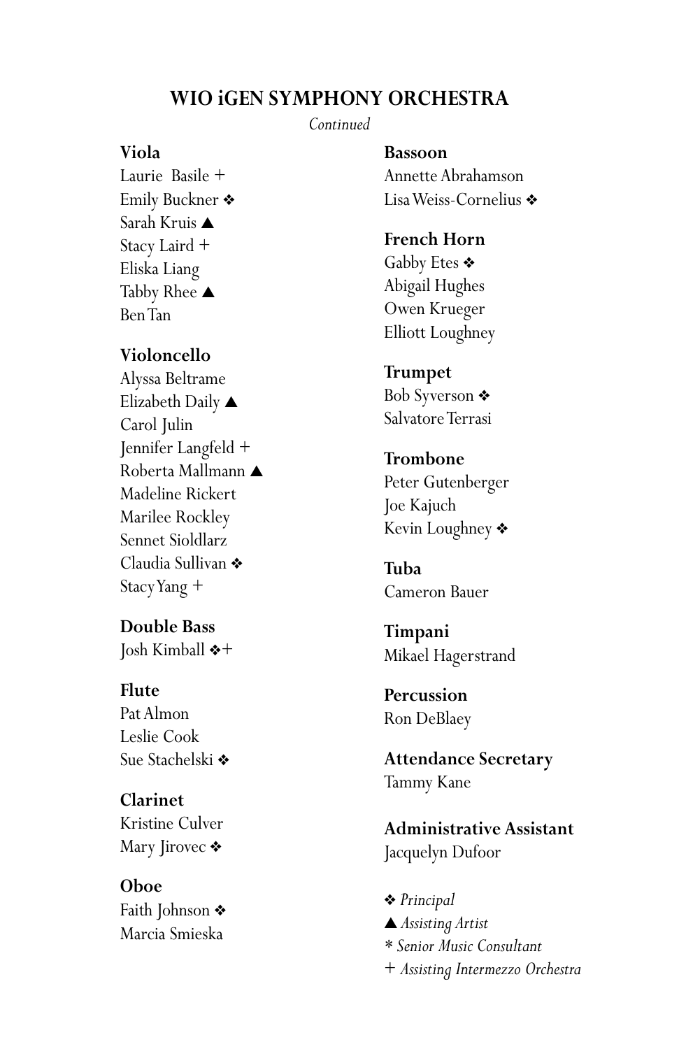## WIO iGEN SYMPHONY ORCHESTRA

*Continued*

**Viola**

Laurie Basile +
Emily Buckner ❖
Sarah Kruis ▲
Stacy Laird +
Eliska Liang
Tabby Rhee ▲
Ben Tan

**Violoncello**

Alyssa Beltrame
Elizabeth Daily ▲
Carol Julin
Jennifer Langfeld +
Roberta Mallmann ▲
Madeline Rickert
Marilee Rockley
Sennet Sioldlarz
Claudia Sullivan ❖
Stacy Yang +

**Double Bass**

Josh Kimball ❖+

**Flute**

Pat Almon
Leslie Cook
Sue Stachelski ❖

**Clarinet**

Kristine Culver
Mary Jirovec ❖

**Oboe**

Faith Johnson ❖
Marcia Smieska

**Bassoon**

Annette Abrahamson
Lisa Weiss-Cornelius ❖

**French Horn**

Gabby Etes ❖
Abigail Hughes
Owen Krueger
Elliott Loughney

**Trumpet**

Bob Syverson ❖
Salvatore Terrasi

**Trombone**

Peter Gutenberger
Joe Kajuch
Kevin Loughney ❖

**Tuba**

Cameron Bauer

**Timpani**

Mikael Hagerstrand

**Percussion**

Ron DeBlaey

**Attendance Secretary**

Tammy Kane

**Administrative Assistant**

Jacquelyn Dufoor

❖ *Principal*
▲ *Assisting Artist*
* *Senior Music Consultant*
+ *Assisting Intermezzo Orchestra*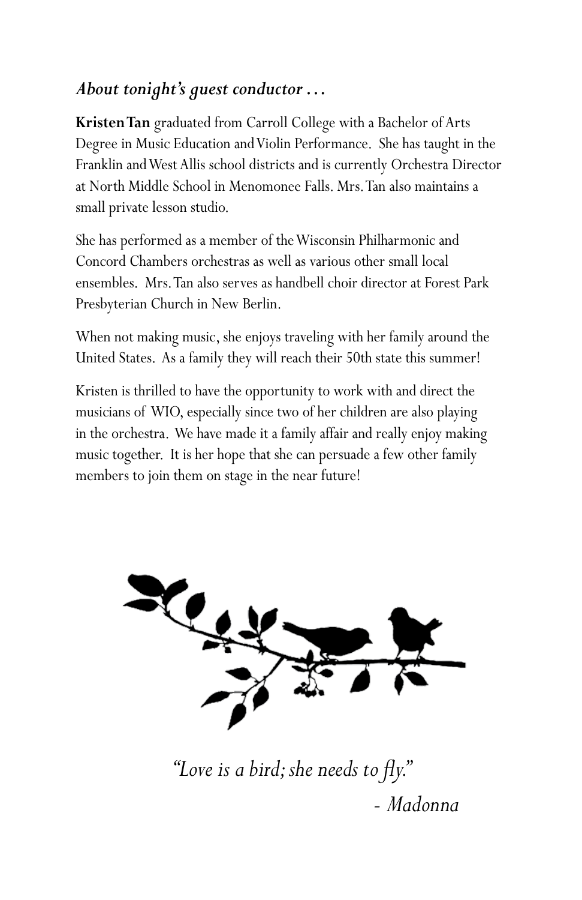### *About tonight's guest conductor . . .*

**Kristen Tan** graduated from Carroll College with a Bachelor of Arts Degree in Music Education and Violin Performance. She has taught in the Franklin and West Allis school districts and is currently Orchestra Director at North Middle School in Menomonee Falls. Mrs. Tan also maintains a small private lesson studio.

She has performed as a member of the Wisconsin Philharmonic and Concord Chambers orchestras as well as various other small local ensembles. Mrs. Tan also serves as handbell choir director at Forest Park Presbyterian Church in New Berlin.

When not making music, she enjoys traveling with her family around the United States. As a family they will reach their 50th state this summer!

Kristen is thrilled to have the opportunity to work with and direct the musicians of WIO, especially since two of her children are also playing in the orchestra. We have made it a family affair and really enjoy making music together. It is her hope that she can persuade a few other family members to join them on stage in the near future!

*"Love is a bird; she needs to fly."*

*- Madonna*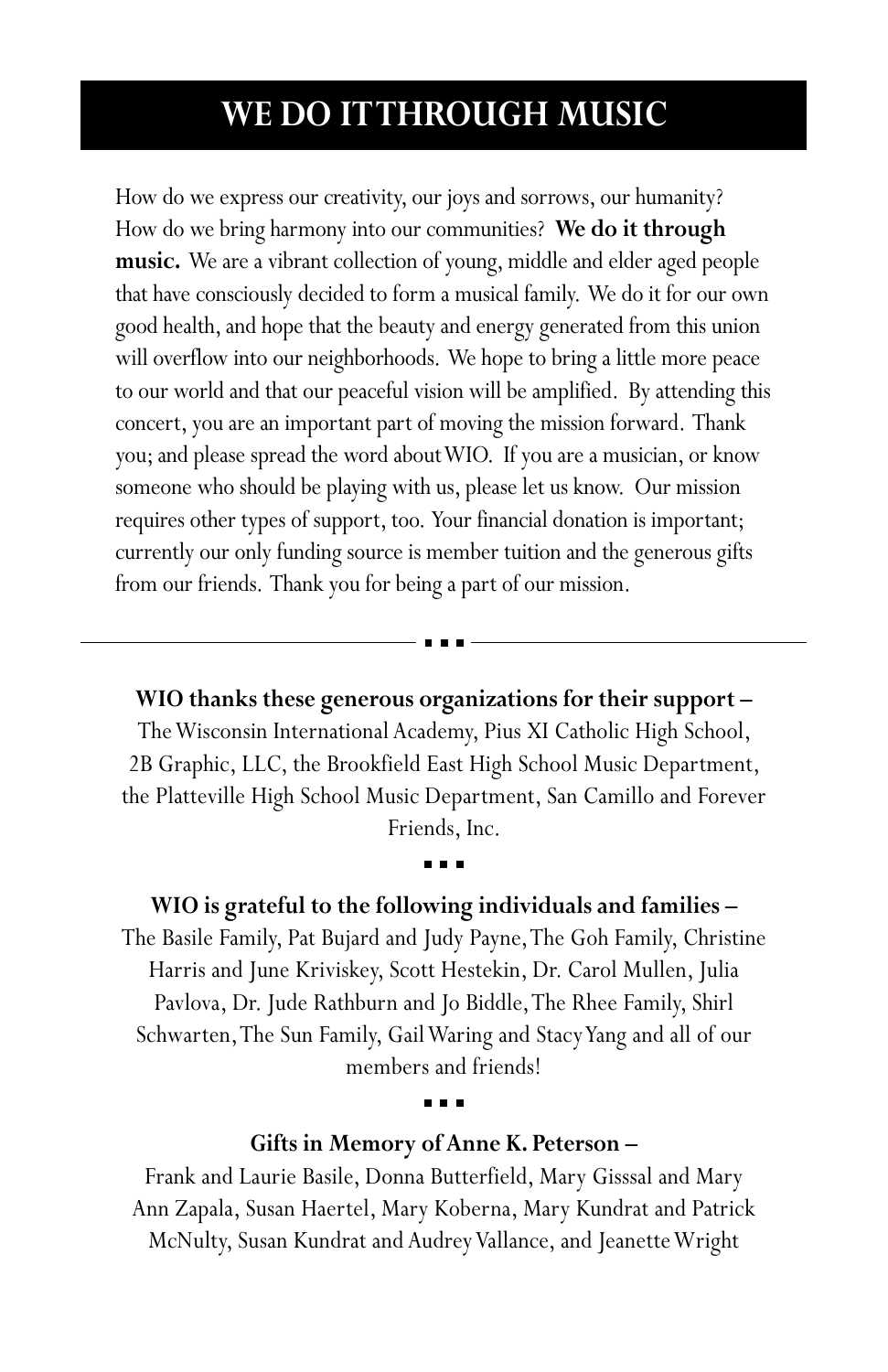# WE DO IT THROUGH MUSIC

How do we express our creativity, our joys and sorrows, our humanity? How do we bring harmony into our communities? **We do it through music.** We are a vibrant collection of young, middle and elder aged people that have consciously decided to form a musical family. We do it for our own good health, and hope that the beauty and energy generated from this union will overflow into our neighborhoods. We hope to bring a little more peace to our world and that our peaceful vision will be amplified. By attending this concert, you are an important part of moving the mission forward. Thank you; and please spread the word about WIO. If you are a musician, or know someone who should be playing with us, please let us know. Our mission requires other types of support, too. Your financial donation is important; currently our only funding source is member tuition and the generous gifts from our friends. Thank you for being a part of our mission.

---

**WIO thanks these generous organizations for their support –**
The Wisconsin International Academy, Pius XI Catholic High School, 2B Graphic, LLC, the Brookfield East High School Music Department, the Platteville High School Music Department, San Camillo and Forever Friends, Inc.

▪ ▪ ▪

**WIO is grateful to the following individuals and families –**
The Basile Family, Pat Bujard and Judy Payne, The Goh Family, Christine Harris and June Kriviskey, Scott Hestekin, Dr. Carol Mullen, Julia Pavlova, Dr. Jude Rathburn and Jo Biddle, The Rhee Family, Shirl Schwarten, The Sun Family, Gail Waring and Stacy Yang and all of our members and friends!

▪ ▪ ▪

**Gifts in Memory of Anne K. Peterson –**
Frank and Laurie Basile, Donna Butterfield, Mary Gisssal and Mary Ann Zapala, Susan Haertel, Mary Koberna, Mary Kundrat and Patrick McNulty, Susan Kundrat and Audrey Vallance, and Jeanette Wright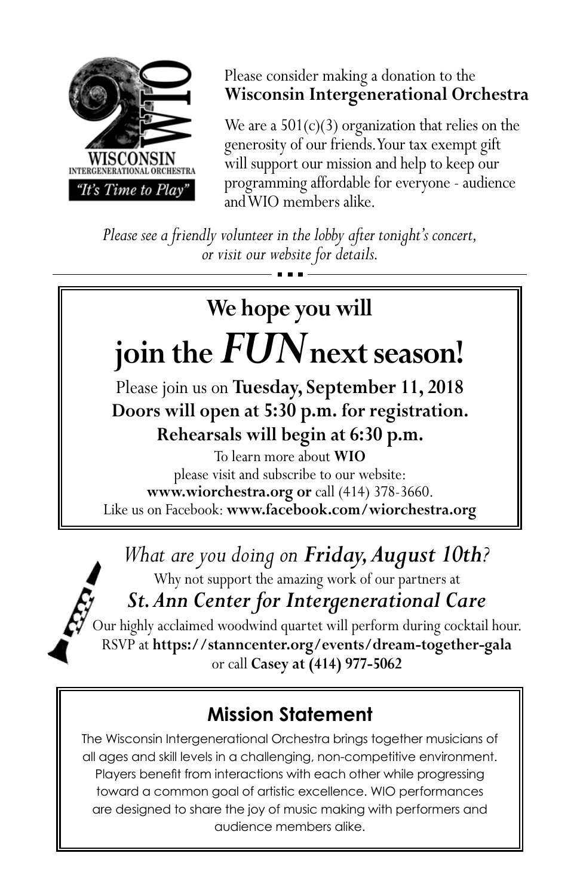WISCONSIN INTERGENERATIONAL ORCHESTRA

"It's Time to Play"

Please consider making a donation to the
**Wisconsin Intergenerational Orchestra**

We are a 501(c)(3) organization that relies on the generosity of our friends. Your tax exempt gift will support our mission and help to keep our programming affordable for everyone - audience and WIO members alike.

*Please see a friendly volunteer in the lobby after tonight's concert, or visit our website for details.*

---

## We hope you will join the *FUN* next season!

Please join us on **Tuesday, September 11, 2018**
**Doors will open at 5:30 p.m. for registration.**
**Rehearsals will begin at 6:30 p.m.**

To learn more about **WIO**
please visit and subscribe to our website:
**www.wiorchestra.org or** call (414) 378-3660.
Like us on Facebook: **www.facebook.com/wiorchestra.org**

*What are you doing on* ***Friday, August 10th****?*

Why not support the amazing work of our partners at

***St. Ann Center for Intergenerational Care***

Our highly acclaimed woodwind quartet will perform during cocktail hour.
RSVP at **https://stanncenter.org/events/dream-together-gala**
or call **Casey at (414) 977-5062**

## Mission Statement

The Wisconsin Intergenerational Orchestra brings together musicians of all ages and skill levels in a challenging, non-competitive environment. Players benefit from interactions with each other while progressing toward a common goal of artistic excellence. WIO performances are designed to share the joy of music making with performers and audience members alike.